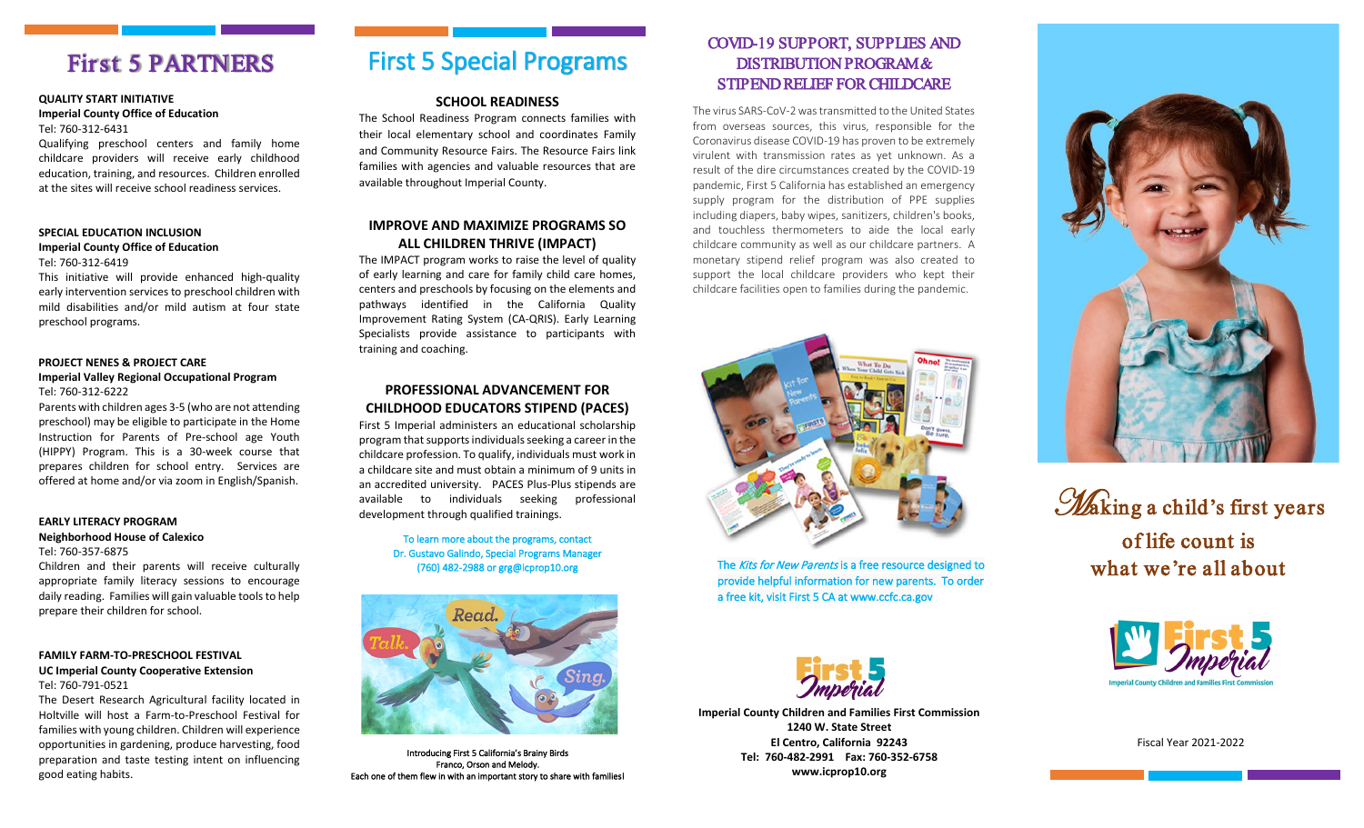# First 5 PARTNERS

**QUALITY START INITIATIVE**
**Imperial County Office of Education**
Tel: 760-312-6431

Qualifying preschool centers and family home childcare providers will receive early childhood education, training, and resources. Children enrolled at the sites will receive school readiness services.

**SPECIAL EDUCATION INCLUSION**
**Imperial County Office of Education**
Tel: 760-312-6419

This initiative will provide enhanced high-quality early intervention services to preschool children with mild disabilities and/or mild autism at four state preschool programs.

**PROJECT NENES & PROJECT CARE**
**Imperial Valley Regional Occupational Program**
Tel: 760-312-6222

Parents with children ages 3-5 (who are not attending preschool) may be eligible to participate in the Home Instruction for Parents of Pre-school age Youth (HIPPY) Program. This is a 30-week course that prepares children for school entry. Services are offered at home and/or via zoom in English/Spanish.

**EARLY LITERACY PROGRAM**
**Neighborhood House of Calexico**
Tel: 760-357-6875

Children and their parents will receive culturally appropriate family literacy sessions to encourage daily reading. Families will gain valuable tools to help prepare their children for school.

**FAMILY FARM-TO-PRESCHOOL FESTIVAL**
**UC Imperial County Cooperative Extension**
Tel: 760-791-0521

The Desert Research Agricultural facility located in Holtville will host a Farm-to-Preschool Festival for families with young children. Children will experience opportunities in gardening, produce harvesting, food preparation and taste testing intent on influencing good eating habits.

# First 5 Special Programs

### SCHOOL READINESS

The School Readiness Program connects families with their local elementary school and coordinates Family and Community Resource Fairs. The Resource Fairs link families with agencies and valuable resources that are available throughout Imperial County.

### IMPROVE AND MAXIMIZE PROGRAMS SO ALL CHILDREN THRIVE (IMPACT)

The IMPACT program works to raise the level of quality of early learning and care for family child care homes, centers and preschools by focusing on the elements and pathways identified in the California Quality Improvement Rating System (CA-QRIS). Early Learning Specialists provide assistance to participants with training and coaching.

### PROFESSIONAL ADVANCEMENT FOR CHILDHOOD EDUCATORS STIPEND (PACES)

First 5 Imperial administers an educational scholarship program that supports individuals seeking a career in the childcare profession. To qualify, individuals must work in a childcare site and must obtain a minimum of 9 units in an accredited university. PACES Plus-Plus stipends are available to individuals seeking professional development through qualified trainings.

To learn more about the programs, contact Dr. Gustavo Galindo, Special Programs Manager (760) 482-2988 or grg@icprop10.org

Introducing First 5 California's Brainy Birds Franco, Orson and Melody. Each one of them flew in with an important story to share with families!

## COVID-19 SUPPORT, SUPPLIES AND DISTRIBUTION PROGRAM & STIPEND RELIEF FOR CHILDCARE

The virus SARS-CoV-2 was transmitted to the United States from overseas sources, this virus, responsible for the Coronavirus disease COVID-19 has proven to be extremely virulent with transmission rates as yet unknown. As a result of the dire circumstances created by the COVID-19 pandemic, First 5 California has established an emergency supply program for the distribution of PPE supplies including diapers, baby wipes, sanitizers, children's books, and touchless thermometers to aide the local early childcare community as well as our childcare partners. A monetary stipend relief program was also created to support the local childcare providers who kept their childcare facilities open to families during the pandemic.

The *Kits for New Parents* is a free resource designed to provide helpful information for new parents. To order a free kit, visit First 5 CA at www.ccfc.ca.gov

**Imperial County Children and Families First Commission**
**1240 W. State Street**
**El Centro, California 92243**
**Tel: 760-482-2991 Fax: 760-352-6758**
**www.icprop10.org**

## Making a child's first years of life count is what we're all about

First 5 Imperial
Imperial County Children and Families First Commission

Fiscal Year 2021-2022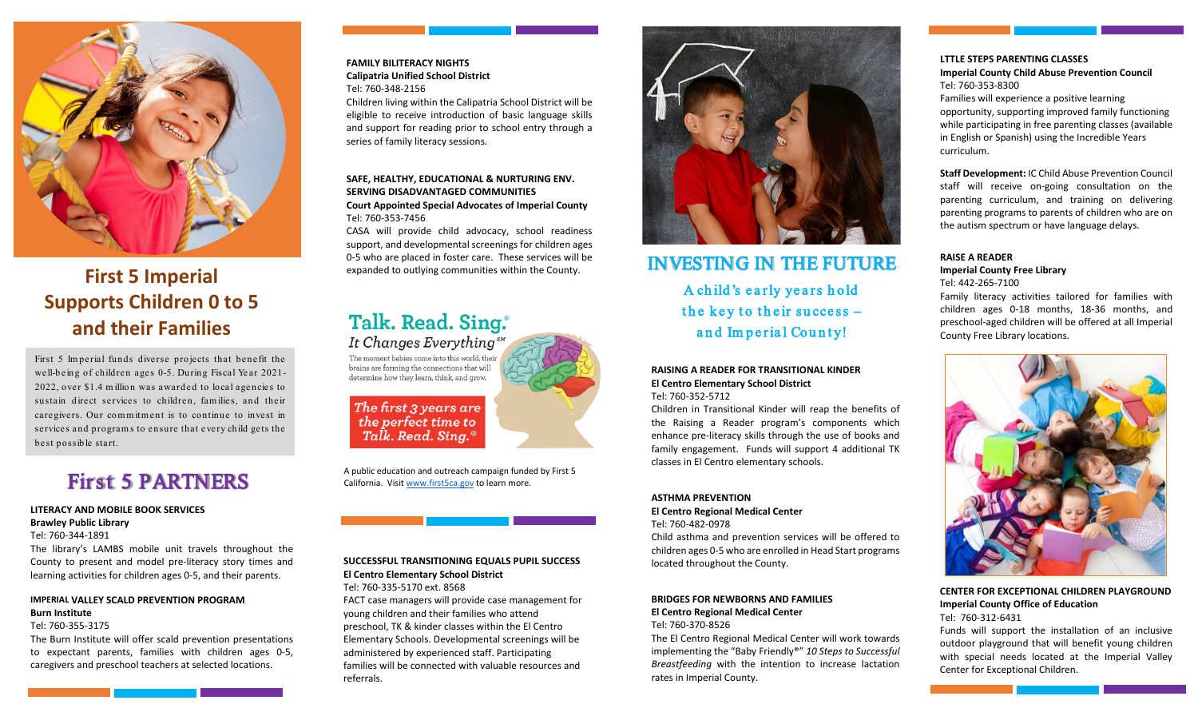# First 5 Imperial Supports Children 0 to 5 and their Families

First 5 Imperial funds diverse projects that benefit the well-being of children ages 0-5. During Fiscal Year 2021-2022, over $1.4 million was awarded to local agencies to sustain direct services to children, families, and their caregivers. Our commitment is to continue to invest in services and programs to ensure that every child gets the best possible start.

## First 5 PARTNERS

**LITERACY AND MOBILE BOOK SERVICES**
**Brawley Public Library**
Tel: 760-344-1891
The library's LAMBS mobile unit travels throughout the County to present and model pre-literacy story times and learning activities for children ages 0-5, and their parents.

**IMPERIAL VALLEY SCALD PREVENTION PROGRAM**
**Burn Institute**
Tel: 760-355-3175
The Burn Institute will offer scald prevention presentations to expectant parents, families with children ages 0-5, caregivers and preschool teachers at selected locations.

**FAMILY BILITERACY NIGHTS**
**Calipatria Unified School District**
Tel: 760-348-2156
Children living within the Calipatria School District will be eligible to receive introduction of basic language skills and support for reading prior to school entry through a series of family literacy sessions.

**SAFE, HEALTHY, EDUCATIONAL & NURTURING ENV. SERVING DISADVANTAGED COMMUNITIES**
**Court Appointed Special Advocates of Imperial County**
Tel: 760-353-7456
CASA will provide child advocacy, school readiness support, and developmental screenings for children ages 0-5 who are placed in foster care. These services will be expanded to outlying communities within the County.

**Talk. Read. Sing.®**
*It Changes Everything℠*
The moment babies come into this world, their brains are forming the connections that will determine how they learn, think, and grow.

*The first 3 years are the perfect time to Talk. Read. Sing.®*

A public education and outreach campaign funded by First 5 California. Visit www.first5ca.gov to learn more.

**SUCCESSFUL TRANSITIONING EQUALS PUPIL SUCCESS**
**El Centro Elementary School District**
Tel: 760-335-5170 ext. 8568
FACT case managers will provide case management for young children and their families who attend preschool, TK & kinder classes within the El Centro Elementary Schools. Developmental screenings will be administered by experienced staff. Participating families will be connected with valuable resources and referrals.

## INVESTING IN THE FUTURE

A child's early years hold the key to their success – and Imperial County!

**RAISING A READER FOR TRANSITIONAL KINDER**
**El Centro Elementary School District**
Tel: 760-352-5712
Children in Transitional Kinder will reap the benefits of the Raising a Reader program's components which enhance pre-literacy skills through the use of books and family engagement. Funds will support 4 additional TK classes in El Centro elementary schools.

**ASTHMA PREVENTION**
**El Centro Regional Medical Center**
Tel: 760-482-0978
Child asthma and prevention services will be offered to children ages 0-5 who are enrolled in Head Start programs located throughout the County.

**BRIDGES FOR NEWBORNS AND FAMILIES**
**El Centro Regional Medical Center**
Tel: 760-370-8526
The El Centro Regional Medical Center will work towards implementing the "Baby Friendly®" *10 Steps to Successful Breastfeeding* with the intention to increase lactation rates in Imperial County.

**LTTLE STEPS PARENTING CLASSES**
**Imperial County Child Abuse Prevention Council**
Tel: 760-353-8300
Families will experience a positive learning opportunity, supporting improved family functioning while participating in free parenting classes (available in English or Spanish) using the Incredible Years curriculum.

**Staff Development:** IC Child Abuse Prevention Council staff will receive on-going consultation on the parenting curriculum, and training on delivering parenting programs to parents of children who are on the autism spectrum or have language delays.

**RAISE A READER**
**Imperial County Free Library**
Tel: 442-265-7100
Family literacy activities tailored for families with children ages 0-18 months, 18-36 months, and preschool-aged children will be offered at all Imperial County Free Library locations.

**CENTER FOR EXCEPTIONAL CHILDREN PLAYGROUND**
**Imperial County Office of Education**
Tel: 760-312-6431
Funds will support the installation of an inclusive outdoor playground that will benefit young children with special needs located at the Imperial Valley Center for Exceptional Children.